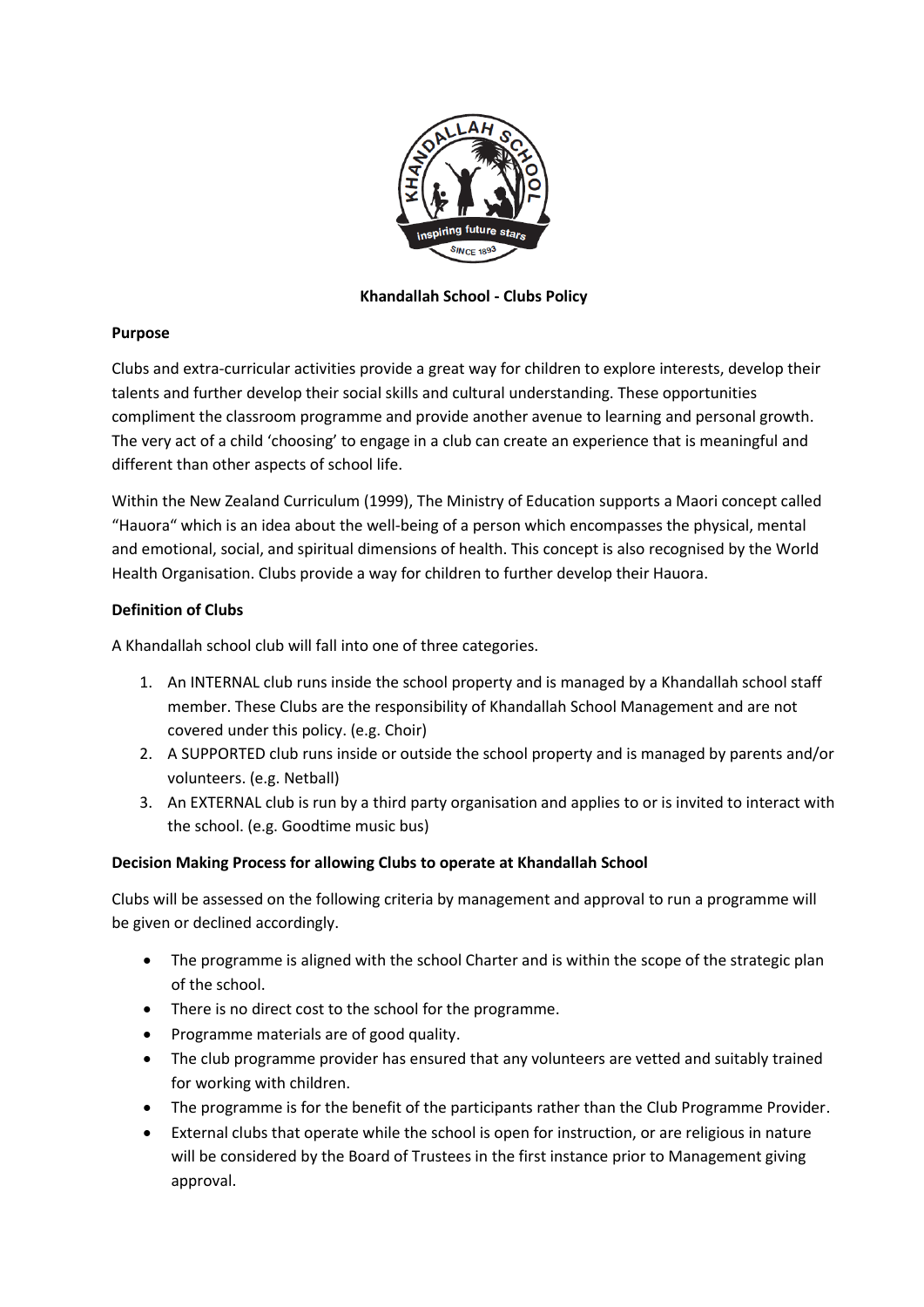# Khandallah School - Clubs Policy

**Purpose**

Clubs and extra-curricular activities provide a great way for children to explore interests, develop their talents and further develop their social skills and cultural understanding. These opportunities compliment the classroom programme and provide another avenue to learning and personal growth. The very act of a child 'choosing' to engage in a club can create an experience that is meaningful and different than other aspects of school life.

Within the New Zealand Curriculum (1999), The Ministry of Education supports a Maori concept called "Hauora" which is an idea about the well-being of a person which encompasses the physical, mental and emotional, social, and spiritual dimensions of health. This concept is also recognised by the World Health Organisation. Clubs provide a way for children to further develop their Hauora.

**Definition of Clubs**

A Khandallah school club will fall into one of three categories.

1. An INTERNAL club runs inside the school property and is managed by a Khandallah school staff member. These Clubs are the responsibility of Khandallah School Management and are not covered under this policy. (e.g. Choir)
2. A SUPPORTED club runs inside or outside the school property and is managed by parents and/or volunteers. (e.g. Netball)
3. An EXTERNAL club is run by a third party organisation and applies to or is invited to interact with the school. (e.g. Goodtime music bus)

**Decision Making Process for allowing Clubs to operate at Khandallah School**

Clubs will be assessed on the following criteria by management and approval to run a programme will be given or declined accordingly.

- The programme is aligned with the school Charter and is within the scope of the strategic plan of the school.
- There is no direct cost to the school for the programme.
- Programme materials are of good quality.
- The club programme provider has ensured that any volunteers are vetted and suitably trained for working with children.
- The programme is for the benefit of the participants rather than the Club Programme Provider.
- External clubs that operate while the school is open for instruction, or are religious in nature will be considered by the Board of Trustees in the first instance prior to Management giving approval.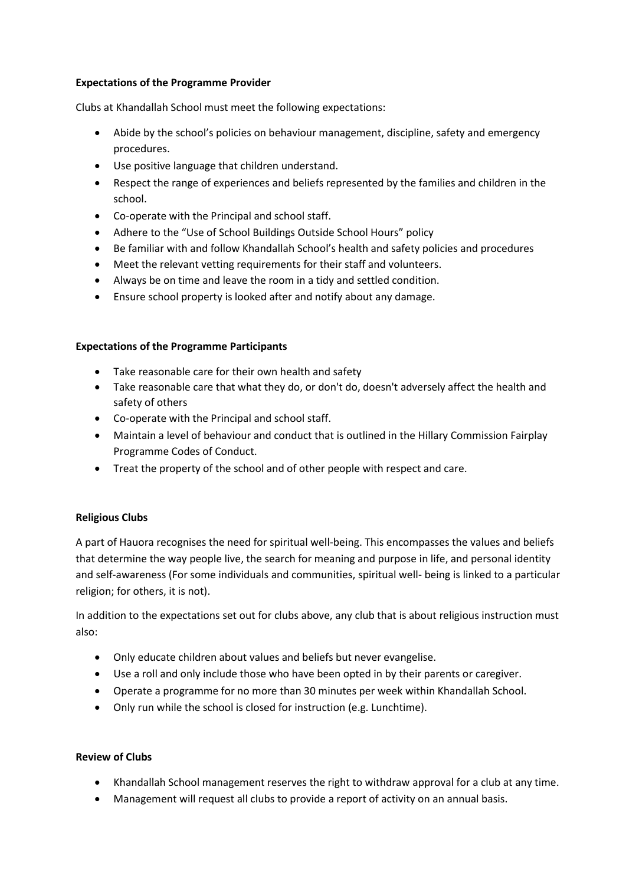**Expectations of the Programme Provider**

Clubs at Khandallah School must meet the following expectations:

- Abide by the school's policies on behaviour management, discipline, safety and emergency procedures.
- Use positive language that children understand.
- Respect the range of experiences and beliefs represented by the families and children in the school.
- Co-operate with the Principal and school staff.
- Adhere to the "Use of School Buildings Outside School Hours" policy
- Be familiar with and follow Khandallah School's health and safety policies and procedures
- Meet the relevant vetting requirements for their staff and volunteers.
- Always be on time and leave the room in a tidy and settled condition.
- Ensure school property is looked after and notify about any damage.

**Expectations of the Programme Participants**

- Take reasonable care for their own health and safety
- Take reasonable care that what they do, or don't do, doesn't adversely affect the health and safety of others
- Co-operate with the Principal and school staff.
- Maintain a level of behaviour and conduct that is outlined in the Hillary Commission Fairplay Programme Codes of Conduct.
- Treat the property of the school and of other people with respect and care.

**Religious Clubs**

A part of Hauora recognises the need for spiritual well-being. This encompasses the values and beliefs that determine the way people live, the search for meaning and purpose in life, and personal identity and self-awareness (For some individuals and communities, spiritual well- being is linked to a particular religion; for others, it is not).

In addition to the expectations set out for clubs above, any club that is about religious instruction must also:

- Only educate children about values and beliefs but never evangelise.
- Use a roll and only include those who have been opted in by their parents or caregiver.
- Operate a programme for no more than 30 minutes per week within Khandallah School.
- Only run while the school is closed for instruction (e.g. Lunchtime).

**Review of Clubs**

- Khandallah School management reserves the right to withdraw approval for a club at any time.
- Management will request all clubs to provide a report of activity on an annual basis.